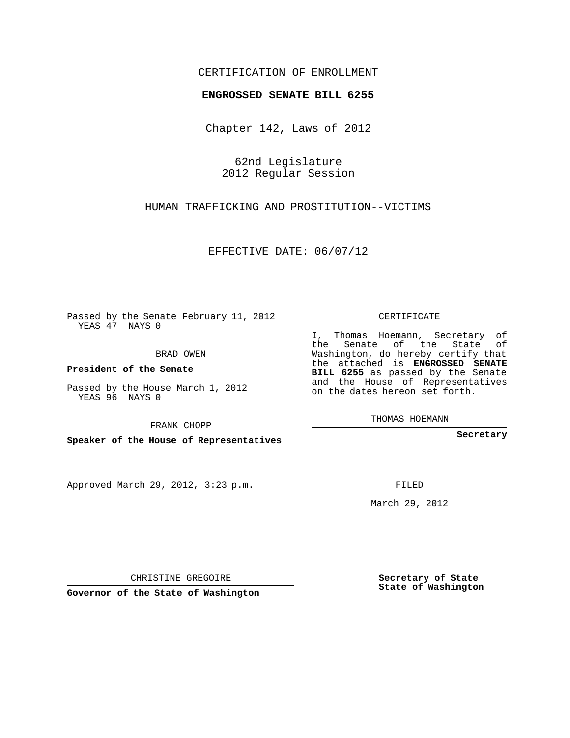CERTIFICATION OF ENROLLMENT

**ENGROSSED SENATE BILL 6255**

Chapter 142, Laws of 2012

62nd Legislature
2012 Regular Session

HUMAN TRAFFICKING AND PROSTITUTION--VICTIMS

EFFECTIVE DATE: 06/07/12

Passed by the Senate February 11, 2012
YEAS 47 NAYS 0

BRAD OWEN

**President of the Senate**

Passed by the House March 1, 2012
YEAS 96 NAYS 0

FRANK CHOPP

**Speaker of the House of Representatives**

Approved March 29, 2012, 3:23 p.m.

CHRISTINE GREGOIRE

**Governor of the State of Washington**

CERTIFICATE

I, Thomas Hoemann, Secretary of the Senate of the State of Washington, do hereby certify that the attached is **ENGROSSED SENATE BILL 6255** as passed by the Senate and the House of Representatives on the dates hereon set forth.

THOMAS HOEMANN

**Secretary**

FILED

March 29, 2012

**Secretary of State
State of Washington**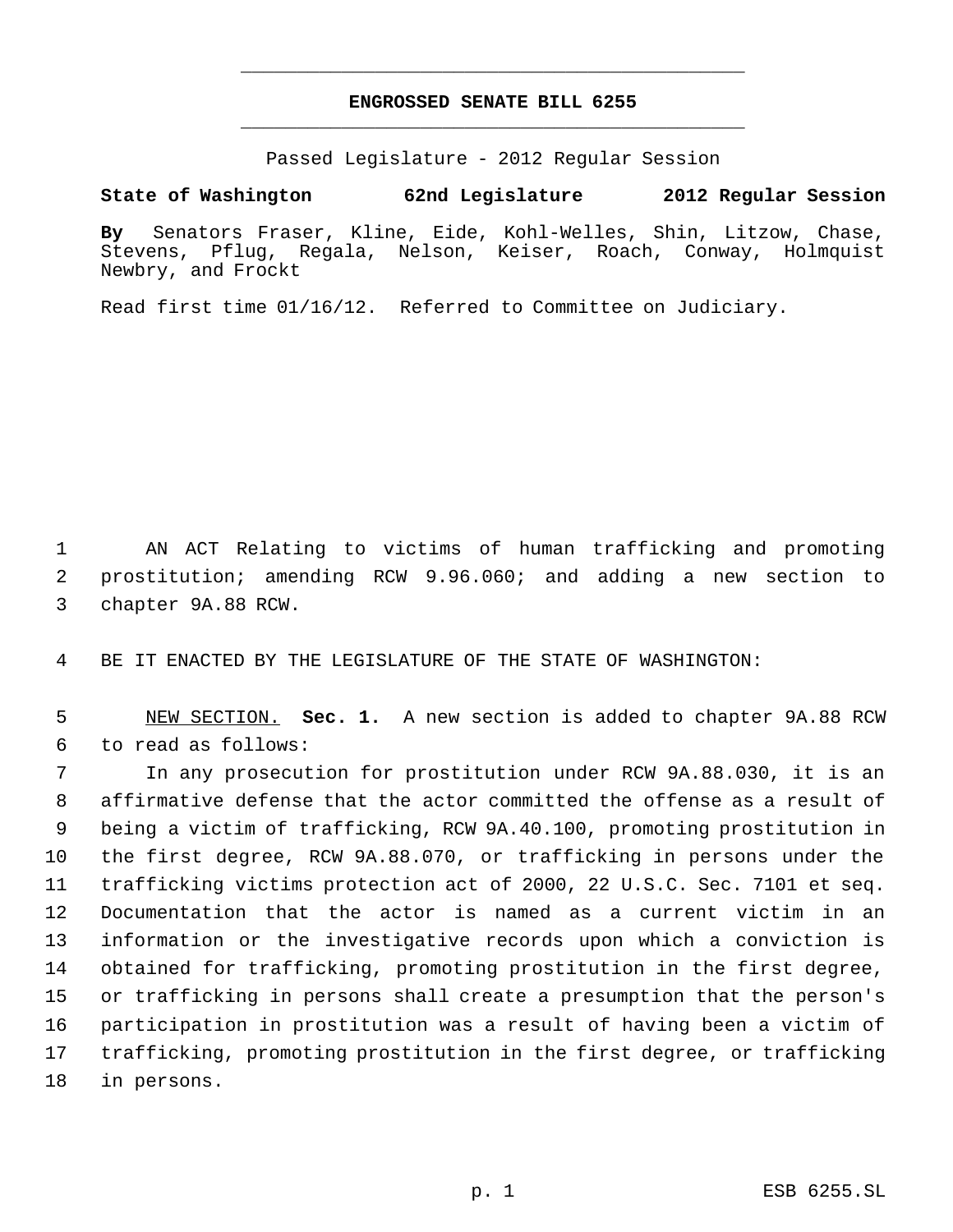# ENGROSSED SENATE BILL 6255

Passed Legislature - 2012 Regular Session

**State of Washington 62nd Legislature 2012 Regular Session**

**By** Senators Fraser, Kline, Eide, Kohl-Welles, Shin, Litzow, Chase, Stevens, Pflug, Regala, Nelson, Keiser, Roach, Conway, Holmquist Newbry, and Frockt

Read first time 01/16/12. Referred to Committee on Judiciary.

1 AN ACT Relating to victims of human trafficking and promoting
2 prostitution; amending RCW 9.96.060; and adding a new section to
3 chapter 9A.88 RCW.

4 BE IT ENACTED BY THE LEGISLATURE OF THE STATE OF WASHINGTON:

5 NEW SECTION. **Sec. 1.** A new section is added to chapter 9A.88 RCW
6 to read as follows:

7 In any prosecution for prostitution under RCW 9A.88.030, it is an
8 affirmative defense that the actor committed the offense as a result of
9 being a victim of trafficking, RCW 9A.40.100, promoting prostitution in
10 the first degree, RCW 9A.88.070, or trafficking in persons under the
11 trafficking victims protection act of 2000, 22 U.S.C. Sec. 7101 et seq.
12 Documentation that the actor is named as a current victim in an
13 information or the investigative records upon which a conviction is
14 obtained for trafficking, promoting prostitution in the first degree,
15 or trafficking in persons shall create a presumption that the person's
16 participation in prostitution was a result of having been a victim of
17 trafficking, promoting prostitution in the first degree, or trafficking
18 in persons.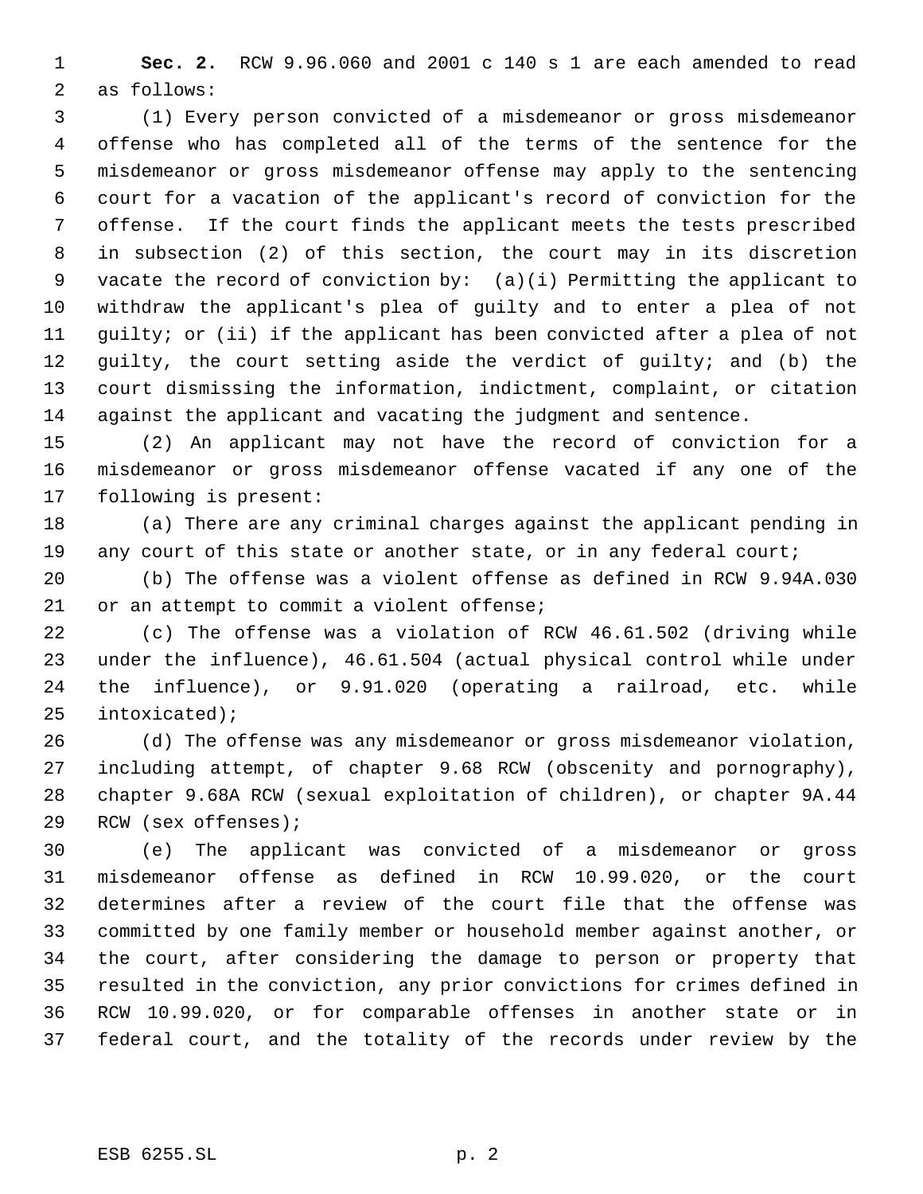**Sec. 2.** RCW 9.96.060 and 2001 c 140 s 1 are each amended to read as follows:

(1) Every person convicted of a misdemeanor or gross misdemeanor offense who has completed all of the terms of the sentence for the misdemeanor or gross misdemeanor offense may apply to the sentencing court for a vacation of the applicant's record of conviction for the offense. If the court finds the applicant meets the tests prescribed in subsection (2) of this section, the court may in its discretion vacate the record of conviction by: (a)(i) Permitting the applicant to withdraw the applicant's plea of guilty and to enter a plea of not guilty; or (ii) if the applicant has been convicted after a plea of not guilty, the court setting aside the verdict of guilty; and (b) the court dismissing the information, indictment, complaint, or citation against the applicant and vacating the judgment and sentence.

(2) An applicant may not have the record of conviction for a misdemeanor or gross misdemeanor offense vacated if any one of the following is present:

(a) There are any criminal charges against the applicant pending in any court of this state or another state, or in any federal court;

(b) The offense was a violent offense as defined in RCW 9.94A.030 or an attempt to commit a violent offense;

(c) The offense was a violation of RCW 46.61.502 (driving while under the influence), 46.61.504 (actual physical control while under the influence), or 9.91.020 (operating a railroad, etc. while intoxicated);

(d) The offense was any misdemeanor or gross misdemeanor violation, including attempt, of chapter 9.68 RCW (obscenity and pornography), chapter 9.68A RCW (sexual exploitation of children), or chapter 9A.44 RCW (sex offenses);

(e) The applicant was convicted of a misdemeanor or gross misdemeanor offense as defined in RCW 10.99.020, or the court determines after a review of the court file that the offense was committed by one family member or household member against another, or the court, after considering the damage to person or property that resulted in the conviction, any prior convictions for crimes defined in RCW 10.99.020, or for comparable offenses in another state or in federal court, and the totality of the records under review by the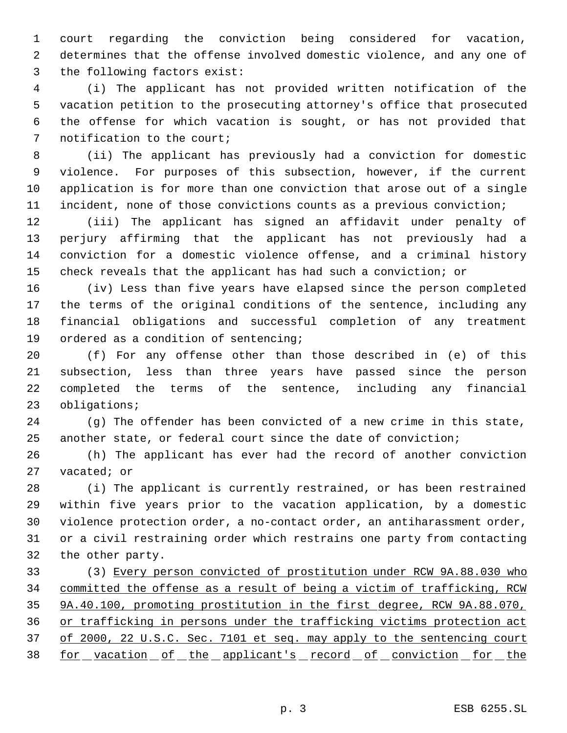court regarding the conviction being considered for vacation, determines that the offense involved domestic violence, and any one of the following factors exist:

(i) The applicant has not provided written notification of the vacation petition to the prosecuting attorney's office that prosecuted the offense for which vacation is sought, or has not provided that notification to the court;

(ii) The applicant has previously had a conviction for domestic violence. For purposes of this subsection, however, if the current application is for more than one conviction that arose out of a single incident, none of those convictions counts as a previous conviction;

(iii) The applicant has signed an affidavit under penalty of perjury affirming that the applicant has not previously had a conviction for a domestic violence offense, and a criminal history check reveals that the applicant has had such a conviction; or

(iv) Less than five years have elapsed since the person completed the terms of the original conditions of the sentence, including any financial obligations and successful completion of any treatment ordered as a condition of sentencing;

(f) For any offense other than those described in (e) of this subsection, less than three years have passed since the person completed the terms of the sentence, including any financial obligations;

(g) The offender has been convicted of a new crime in this state, another state, or federal court since the date of conviction;

(h) The applicant has ever had the record of another conviction vacated; or

(i) The applicant is currently restrained, or has been restrained within five years prior to the vacation application, by a domestic violence protection order, a no-contact order, an antiharassment order, or a civil restraining order which restrains one party from contacting the other party.

(3) <u>Every person convicted of prostitution under RCW 9A.88.030 who committed the offense as a result of being a victim of trafficking, RCW 9A.40.100, promoting prostitution in the first degree, RCW 9A.88.070, or trafficking in persons under the trafficking victims protection act of 2000, 22 U.S.C. Sec. 7101 et seq. may apply to the sentencing court for vacation of the applicant's record of conviction for the</u>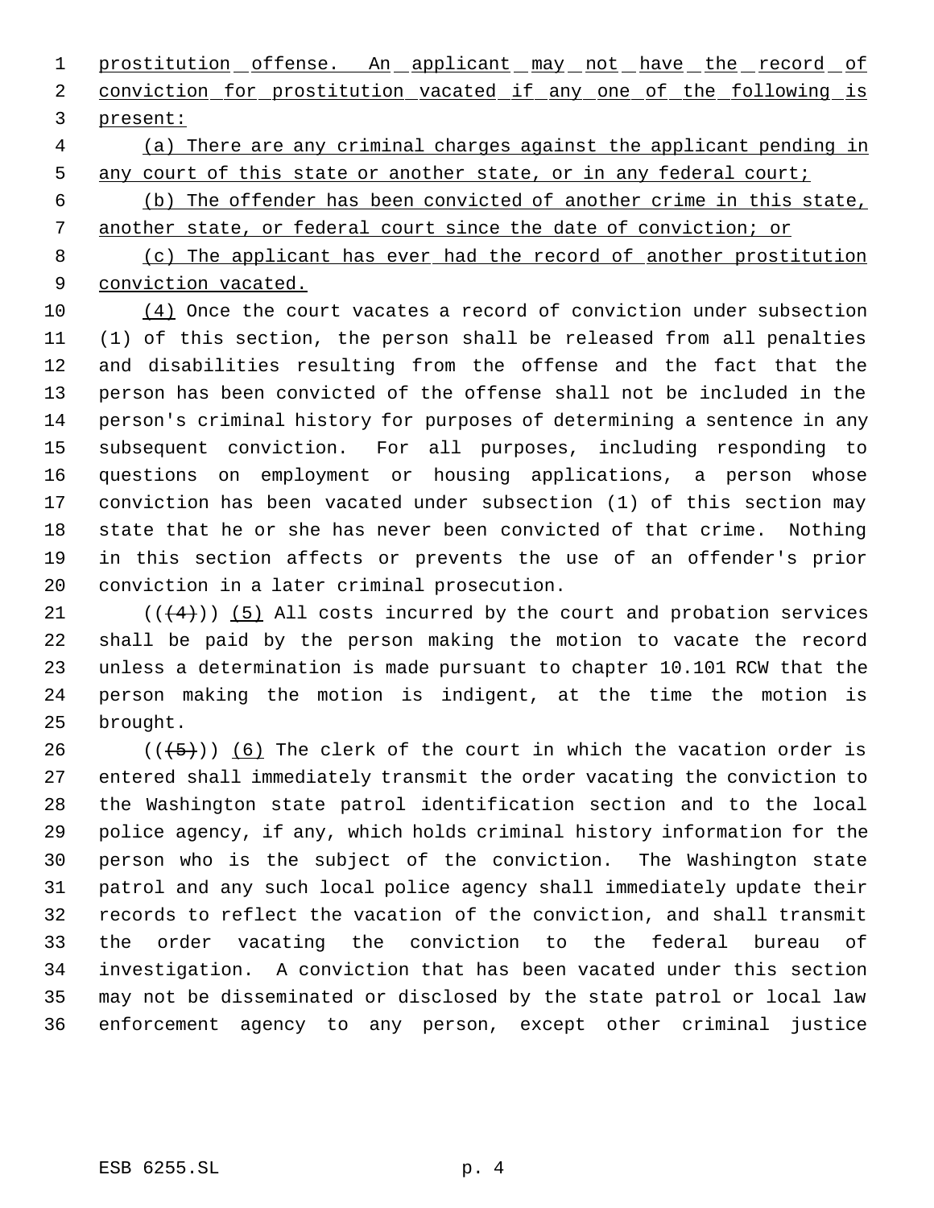prostitution offense. An applicant may not have the record of conviction for prostitution vacated if any one of the following is present:

(a) There are any criminal charges against the applicant pending in any court of this state or another state, or in any federal court;

(b) The offender has been convicted of another crime in this state, another state, or federal court since the date of conviction; or

(c) The applicant has ever had the record of another prostitution conviction vacated.

(4) Once the court vacates a record of conviction under subsection (1) of this section, the person shall be released from all penalties and disabilities resulting from the offense and the fact that the person has been convicted of the offense shall not be included in the person's criminal history for purposes of determining a sentence in any subsequent conviction. For all purposes, including responding to questions on employment or housing applications, a person whose conviction has been vacated under subsection (1) of this section may state that he or she has never been convicted of that crime. Nothing in this section affects or prevents the use of an offender's prior conviction in a later criminal prosecution.

(((4))) (5) All costs incurred by the court and probation services shall be paid by the person making the motion to vacate the record unless a determination is made pursuant to chapter 10.101 RCW that the person making the motion is indigent, at the time the motion is brought.

(((5))) (6) The clerk of the court in which the vacation order is entered shall immediately transmit the order vacating the conviction to the Washington state patrol identification section and to the local police agency, if any, which holds criminal history information for the person who is the subject of the conviction. The Washington state patrol and any such local police agency shall immediately update their records to reflect the vacation of the conviction, and shall transmit the order vacating the conviction to the federal bureau of investigation. A conviction that has been vacated under this section may not be disseminated or disclosed by the state patrol or local law enforcement agency to any person, except other criminal justice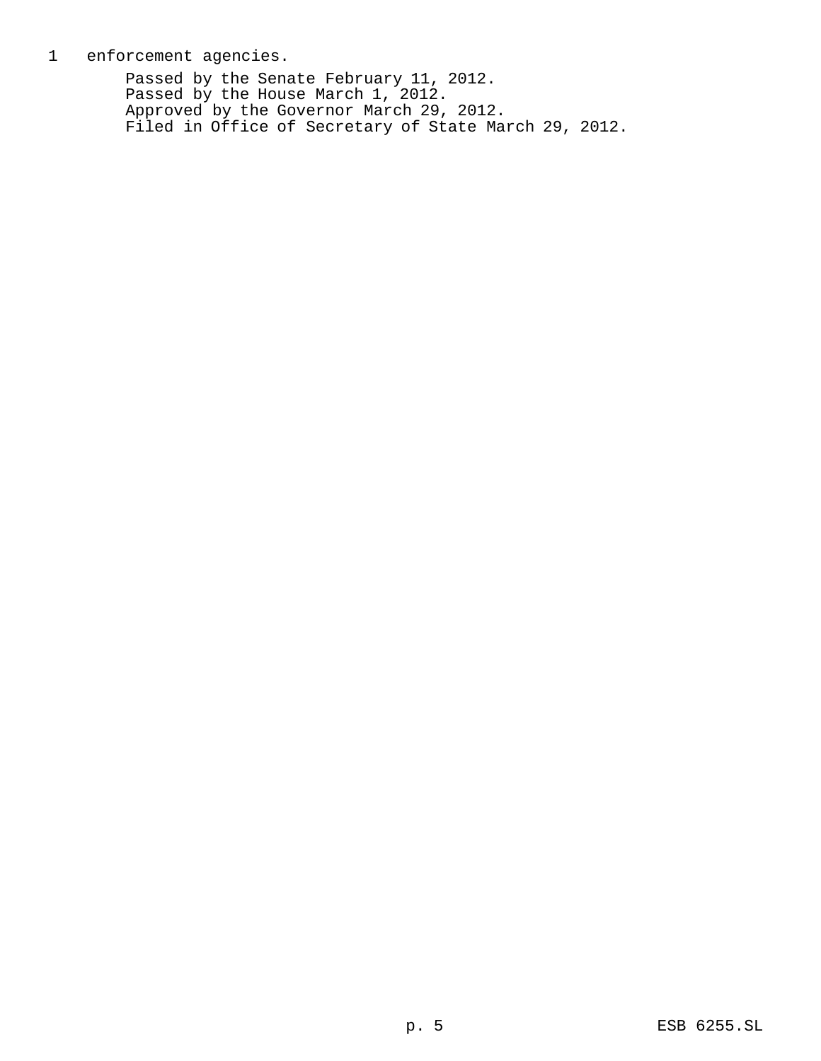enforcement agencies.

Passed by the Senate February 11, 2012.
Passed by the House March 1, 2012.
Approved by the Governor March 29, 2012.
Filed in Office of Secretary of State March 29, 2012.